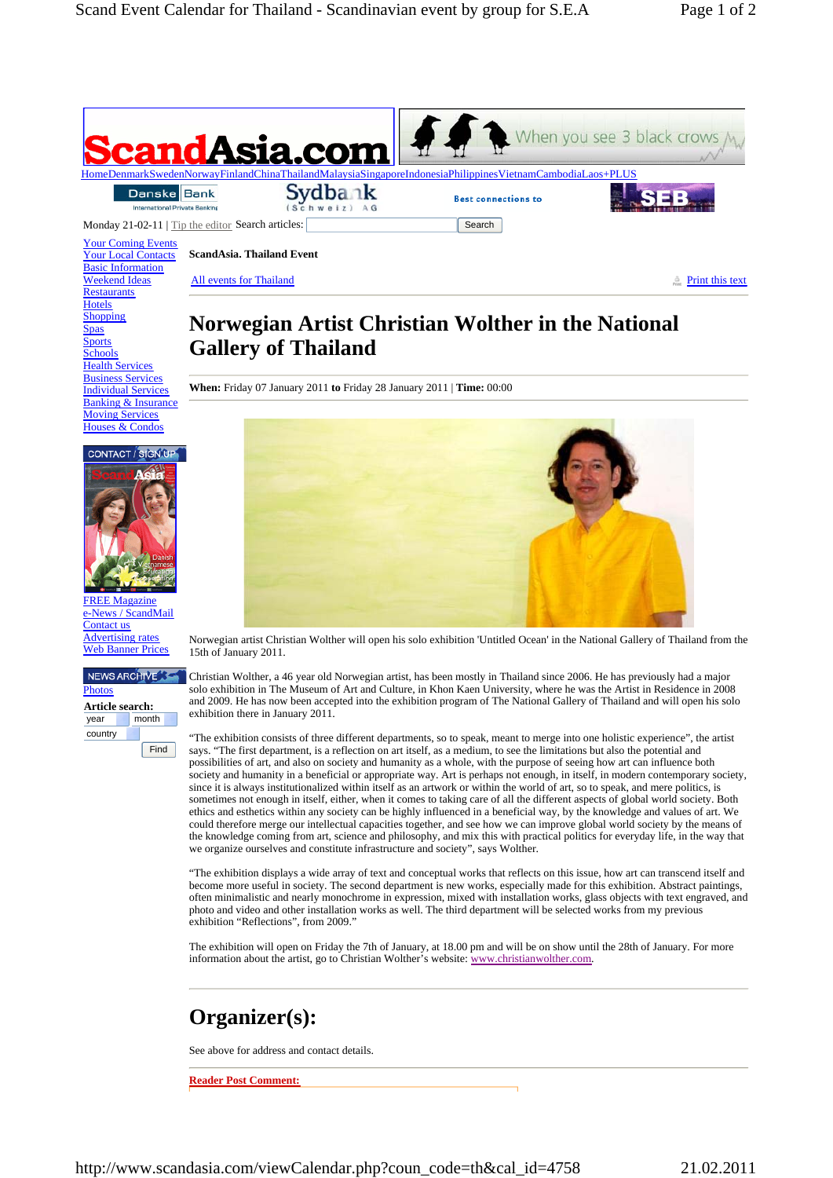ScandAsia.com

When you see 3 black crows

Home Denmark Sweden Norway Finland China Thailand Malaysia Singapore Indonesia Philippines Vietnam Cambodia Laos+PLUS

Monday 21-02-11 | Tip the editor Search articles: Search

- Your Coming Events
- Your Local Contacts
- Basic Information
- Weekend Ideas
- Restaurants
- Hotels
- Shopping
- Spas
- Sports
- Schools
- Health Services
- Business Services
- Individual Services
- Banking & Insurance
- Moving Services
- Houses & Condos

CONTACT / SIGN UP

- FREE Magazine
- e-News / ScandMail
- Contact us
- Advertising rates
- Web Banner Prices

NEWS ARCHIVE

- Photos

**Article search:**

year month country Find

**ScandAsia. Thailand Event**

All events for Thailand — Print this text

# Norwegian Artist Christian Wolther in the National Gallery of Thailand

**When:** Friday 07 January 2011 **to** Friday 28 January 2011 | **Time:** 00:00

Norwegian artist Christian Wolther will open his solo exhibition 'Untitled Ocean' in the National Gallery of Thailand from the 15th of January 2011.

Christian Wolther, a 46 year old Norwegian artist, has been mostly in Thailand since 2006. He has previously had a major solo exhibition in The Museum of Art and Culture, in Khon Kaen University, where he was the Artist in Residence in 2008 and 2009. He has now been accepted into the exhibition program of The National Gallery of Thailand and will open his solo exhibition there in January 2011.

"The exhibition consists of three different departments, so to speak, meant to merge into one holistic experience", the artist says. "The first department, is a reflection on art itself, as a medium, to see the limitations but also the potential and possibilities of art, and also on society and humanity as a whole, with the purpose of seeing how art can influence both society and humanity in a beneficial or appropriate way. Art is perhaps not enough, in itself, in modern contemporary society, since it is always institutionalized within itself as an artwork or within the world of art, so to speak, and mere politics, is sometimes not enough in itself, either, when it comes to taking care of all the different aspects of global world society. Both ethics and esthetics within any society can be highly influenced in a beneficial way, by the knowledge and values of art. We could therefore merge our intellectual capacities together, and see how we can improve global world society by the means of the knowledge coming from art, science and philosophy, and mix this with practical politics for everyday life, in the way that we organize ourselves and constitute infrastructure and society", says Wolther.

"The exhibition displays a wide array of text and conceptual works that reflects on this issue, how art can transcend itself and become more useful in society. The second department is new works, especially made for this exhibition. Abstract paintings, often minimalistic and nearly monochrome in expression, mixed with installation works, glass objects with text engraved, and photo and video and other installation works as well. The third department will be selected works from my previous exhibition "Reflections", from 2009."

The exhibition will open on Friday the 7th of January, at 18.00 pm and will be on show until the 28th of January. For more information about the artist, go to Christian Wolther's website: www.christianwolther.com.

## Organizer(s):

See above for address and contact details.

**Reader Post Comment:**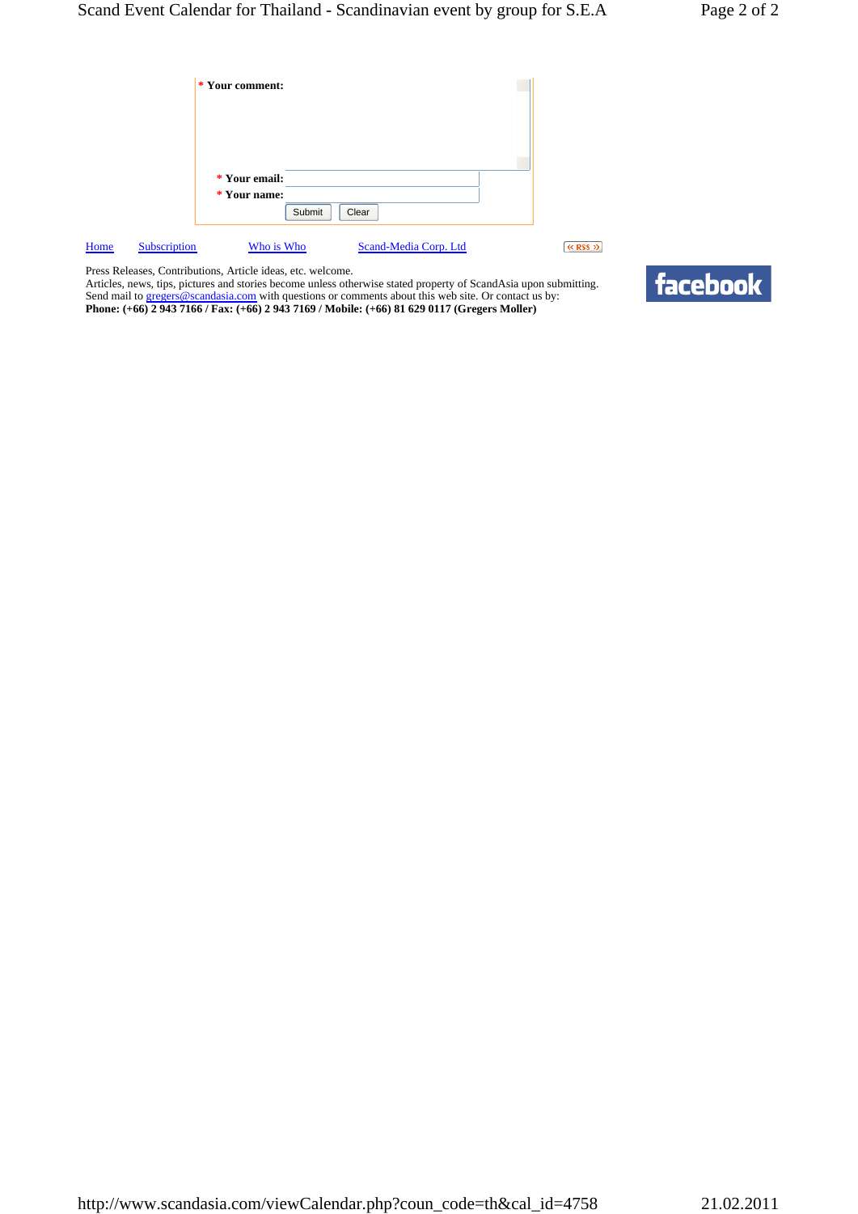\* **Your comment:**

\* **Your email:**

\* **Your name:**

Submit Clear

Home Subscription Who is Who Scand-Media Corp. Ltd « RSS »

Press Releases, Contributions, Article ideas, etc. welcome.
Articles, news, tips, pictures and stories become unless otherwise stated property of ScandAsia upon submitting.
Send mail to gregers@scandasia.com with questions or comments about this web site. Or contact us by:
**Phone: (+66) 2 943 7166 / Fax: (+66) 2 943 7169 / Mobile: (+66) 81 629 0117 (Gregers Moller)**

facebook